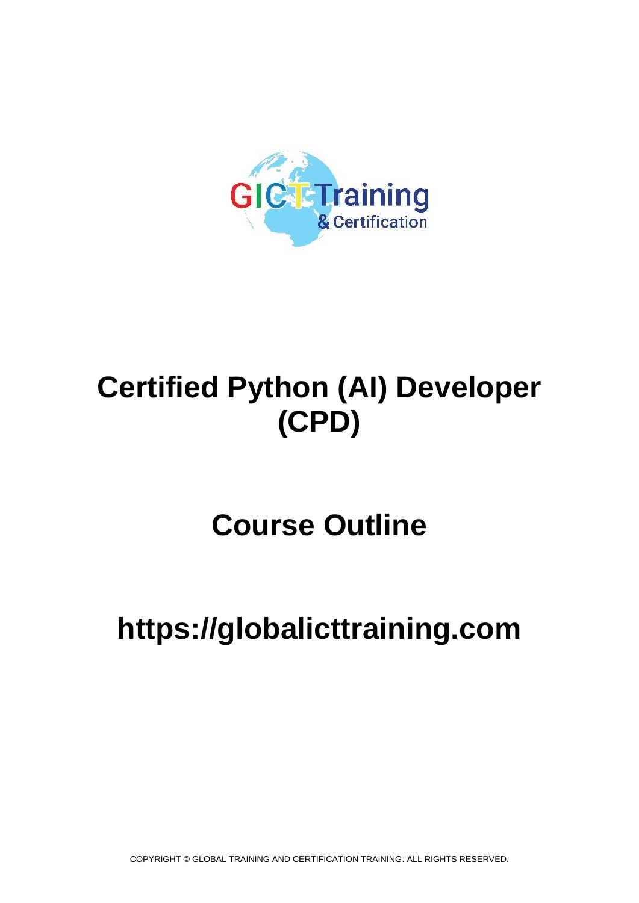GICT Training & Certification

# Certified Python (AI) Developer (CPD)

# Course Outline

# https://globalicttraining.com

COPYRIGHT © GLOBAL TRAINING AND CERTIFICATION TRAINING. ALL RIGHTS RESERVED.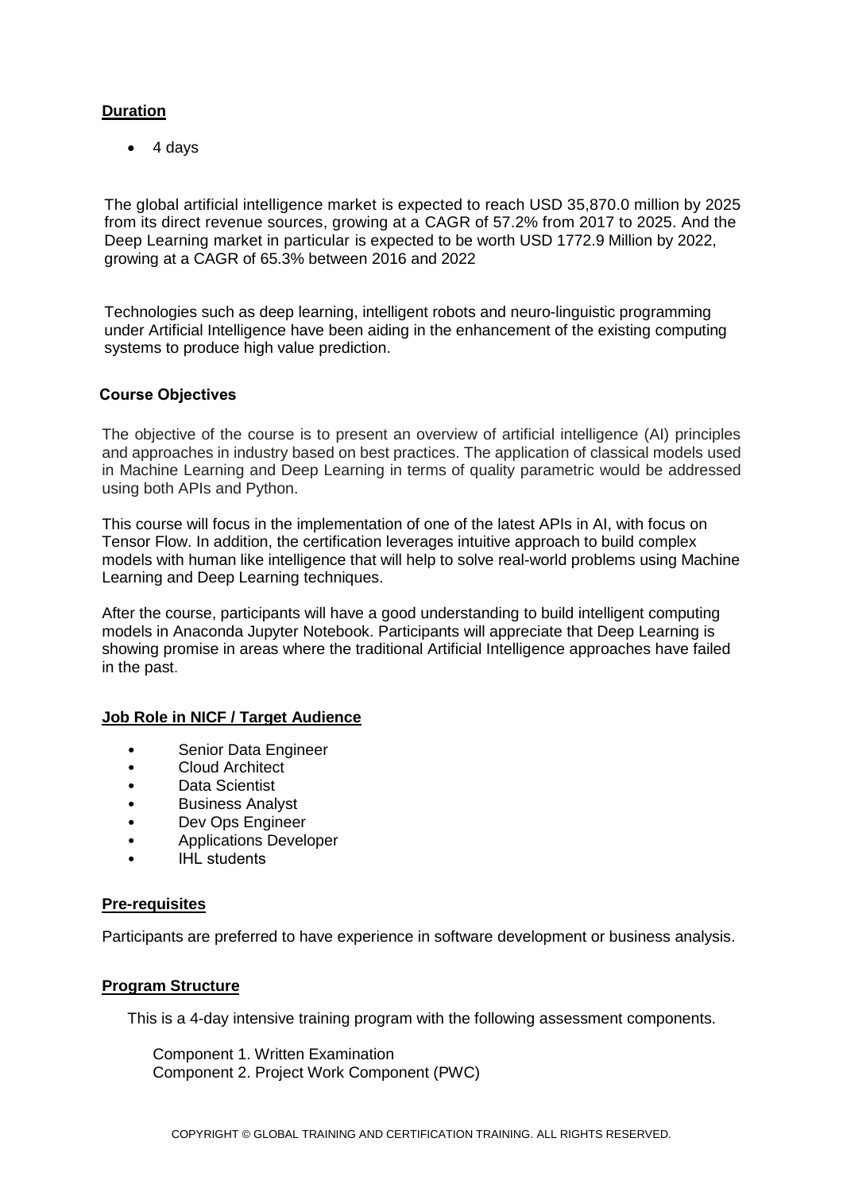## Duration

- 4 days

The global artificial intelligence market is expected to reach USD 35,870.0 million by 2025 from its direct revenue sources, growing at a CAGR of 57.2% from 2017 to 2025. And the Deep Learning market in particular is expected to be worth USD 1772.9 Million by 2022, growing at a CAGR of 65.3% between 2016 and 2022

Technologies such as deep learning, intelligent robots and neuro-linguistic programming under Artificial Intelligence have been aiding in the enhancement of the existing computing systems to produce high value prediction.

## Course Objectives

The objective of the course is to present an overview of artificial intelligence (AI) principles and approaches in industry based on best practices. The application of classical models used in Machine Learning and Deep Learning in terms of quality parametric would be addressed using both APIs and Python.

This course will focus in the implementation of one of the latest APIs in AI, with focus on Tensor Flow. In addition, the certification leverages intuitive approach to build complex models with human like intelligence that will help to solve real-world problems using Machine Learning and Deep Learning techniques.

After the course, participants will have a good understanding to build intelligent computing models in Anaconda Jupyter Notebook. Participants will appreciate that Deep Learning is showing promise in areas where the traditional Artificial Intelligence approaches have failed in the past.

## Job Role in NICF / Target Audience

- Senior Data Engineer
- Cloud Architect
- Data Scientist
- Business Analyst
- Dev Ops Engineer
- Applications Developer
- IHL students

## Pre-requisites

Participants are preferred to have experience in software development or business analysis.

## Program Structure

This is a 4-day intensive training program with the following assessment components.

Component 1. Written Examination
Component 2. Project Work Component (PWC)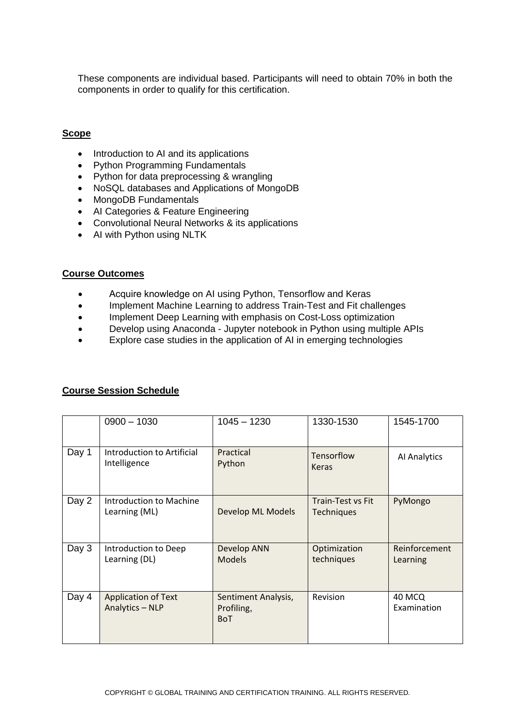These components are individual based. Participants will need to obtain 70% in both the components in order to qualify for this certification.

## Scope

- Introduction to AI and its applications
- Python Programming Fundamentals
- Python for data preprocessing & wrangling
- NoSQL databases and Applications of MongoDB
- MongoDB Fundamentals
- AI Categories & Feature Engineering
- Convolutional Neural Networks & its applications
- AI with Python using NLTK

## Course Outcomes

- Acquire knowledge on AI using Python, Tensorflow and Keras
- Implement Machine Learning to address Train-Test and Fit challenges
- Implement Deep Learning with emphasis on Cost-Loss optimization
- Develop using Anaconda - Jupyter notebook in Python using multiple APIs
- Explore case studies in the application of AI in emerging technologies

## Course Session Schedule

| | 0900 – 1030 | 1045 – 1230 | 1330-1530 | 1545-1700 |
|---|---|---|---|---|
| Day 1 | Introduction to Artificial Intelligence | Practical Python | Tensorflow Keras | AI Analytics |
| Day 2 | Introduction to Machine Learning (ML) | Develop ML Models | Train-Test vs Fit Techniques | PyMongo |
| Day 3 | Introduction to Deep Learning (DL) | Develop ANN Models | Optimization techniques | Reinforcement Learning |
| Day 4 | Application of Text Analytics – NLP | Sentiment Analysis, Profiling, BoT | Revision | 40 MCQ Examination |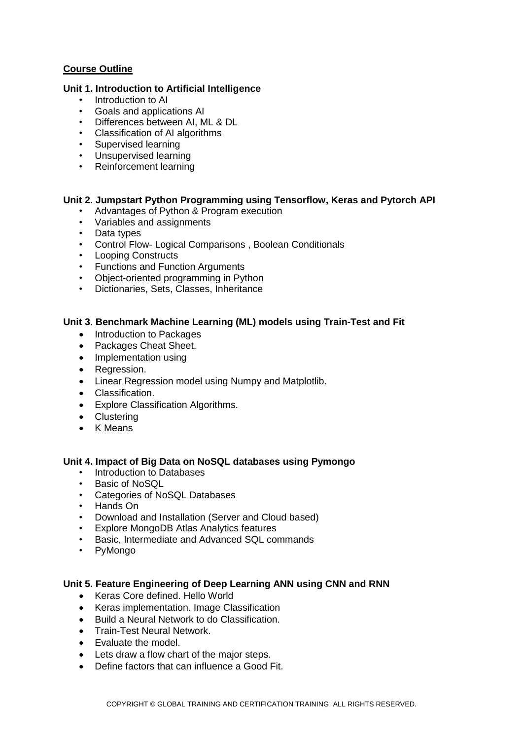## Course Outline

### Unit 1. Introduction to Artificial Intelligence

- Introduction to AI
- Goals and applications AI
- Differences between AI, ML & DL
- Classification of AI algorithms
- Supervised learning
- Unsupervised learning
- Reinforcement learning

### Unit 2. Jumpstart Python Programming using Tensorflow, Keras and Pytorch API

- Advantages of Python & Program execution
- Variables and assignments
- Data types
- Control Flow- Logical Comparisons , Boolean Conditionals
- Looping Constructs
- Functions and Function Arguments
- Object-oriented programming in Python
- Dictionaries, Sets, Classes, Inheritance

### Unit 3. Benchmark Machine Learning (ML) models using Train-Test and Fit

- Introduction to Packages
- Packages Cheat Sheet.
- Implementation using
- Regression.
- Linear Regression model using Numpy and Matplotlib.
- Classification.
- Explore Classification Algorithms.
- Clustering
- K Means

### Unit 4. Impact of Big Data on NoSQL databases using Pymongo

- Introduction to Databases
- Basic of NoSQL
- Categories of NoSQL Databases
- Hands On
- Download and Installation (Server and Cloud based)
- Explore MongoDB Atlas Analytics features
- Basic, Intermediate and Advanced SQL commands
- PyMongo

### Unit 5. Feature Engineering of Deep Learning ANN using CNN and RNN

- Keras Core defined. Hello World
- Keras implementation. Image Classification
- Build a Neural Network to do Classification.
- Train-Test Neural Network.
- Evaluate the model.
- Lets draw a flow chart of the major steps.
- Define factors that can influence a Good Fit.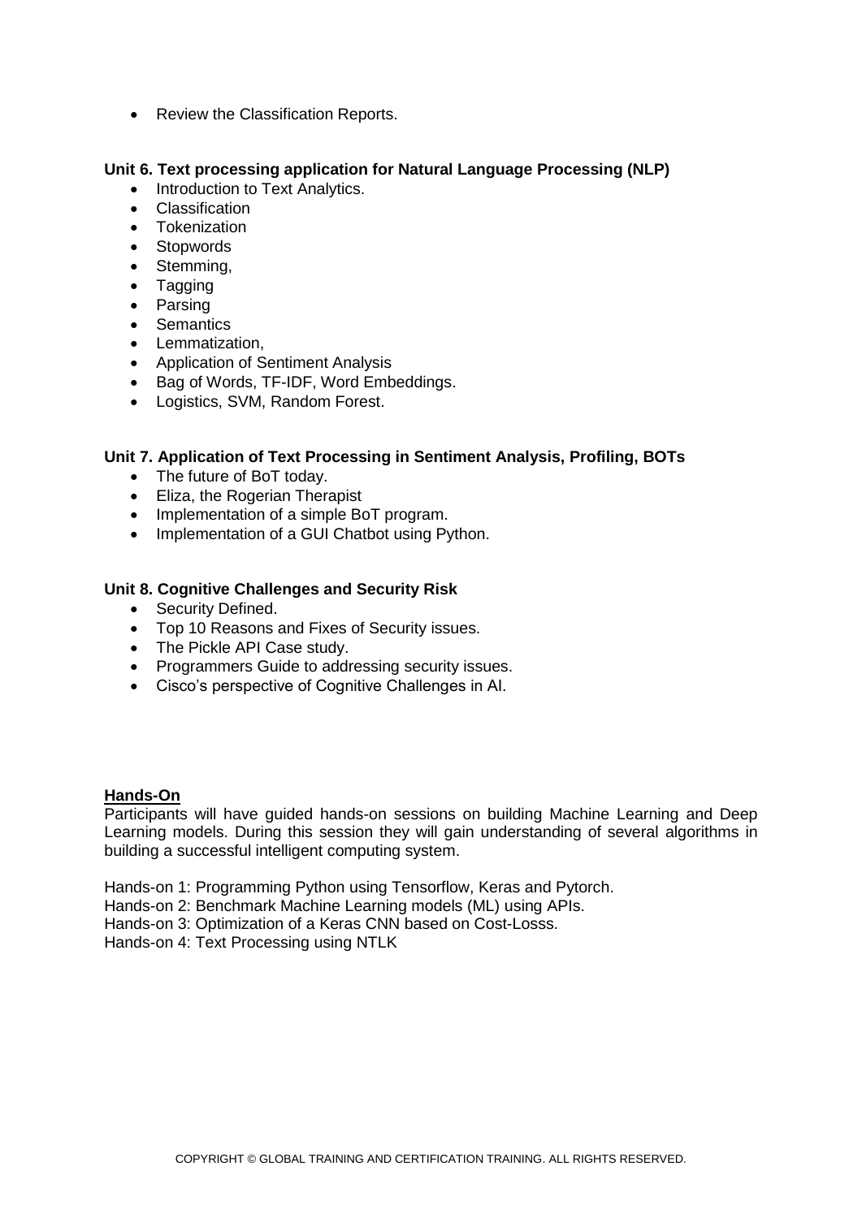- Review the Classification Reports.

**Unit 6. Text processing application for Natural Language Processing (NLP)**

- Introduction to Text Analytics.
- Classification
- Tokenization
- Stopwords
- Stemming,
- Tagging
- Parsing
- Semantics
- Lemmatization,
- Application of Sentiment Analysis
- Bag of Words, TF-IDF, Word Embeddings.
- Logistics, SVM, Random Forest.

**Unit 7. Application of Text Processing in Sentiment Analysis, Profiling, BOTs**

- The future of BoT today.
- Eliza, the Rogerian Therapist
- Implementation of a simple BoT program.
- Implementation of a GUI Chatbot using Python.

**Unit 8. Cognitive Challenges and Security Risk**

- Security Defined.
- Top 10 Reasons and Fixes of Security issues.
- The Pickle API Case study.
- Programmers Guide to addressing security issues.
- Cisco's perspective of Cognitive Challenges in AI.

**Hands-On**

Participants will have guided hands-on sessions on building Machine Learning and Deep Learning models. During this session they will gain understanding of several algorithms in building a successful intelligent computing system.

Hands-on 1: Programming Python using Tensorflow, Keras and Pytorch.
Hands-on 2: Benchmark Machine Learning models (ML) using APIs.
Hands-on 3: Optimization of a Keras CNN based on Cost-Losss.
Hands-on 4: Text Processing using NTLK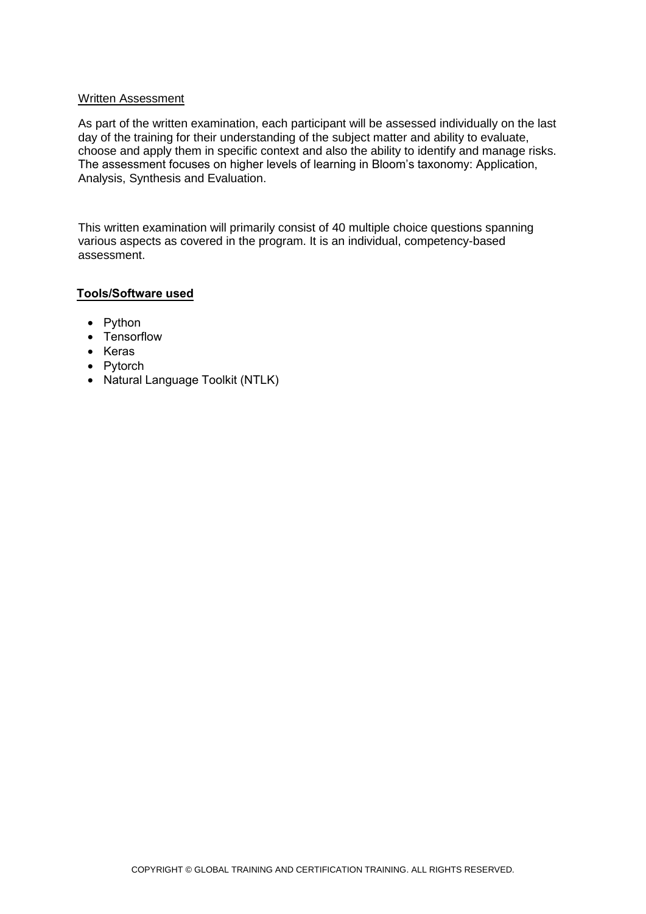Written Assessment

As part of the written examination, each participant will be assessed individually on the last day of the training for their understanding of the subject matter and ability to evaluate, choose and apply them in specific context and also the ability to identify and manage risks. The assessment focuses on higher levels of learning in Bloom's taxonomy: Application, Analysis, Synthesis and Evaluation.

This written examination will primarily consist of 40 multiple choice questions spanning various aspects as covered in the program. It is an individual, competency-based assessment.

**Tools/Software used**

- Python
- Tensorflow
- Keras
- Pytorch
- Natural Language Toolkit (NTLK)